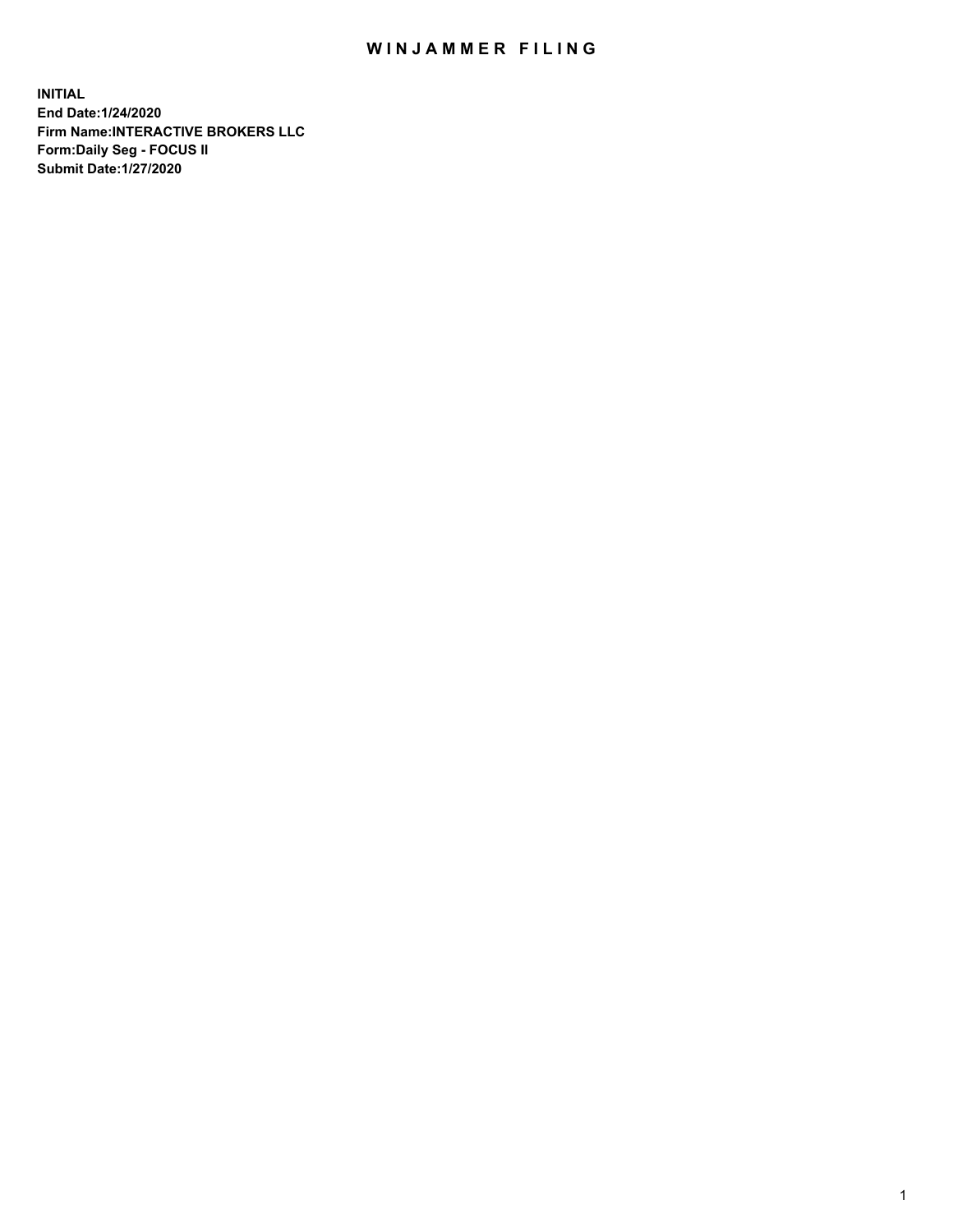# WINJAMMER FILING

**INITIAL**
**End Date:1/24/2020**
**Firm Name:INTERACTIVE BROKERS LLC**
**Form:Daily Seg - FOCUS II**
**Submit Date:1/27/2020**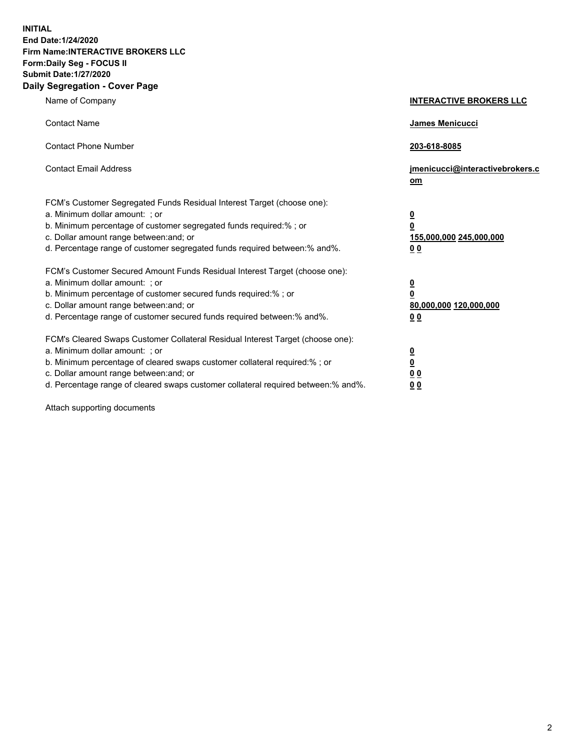**INITIAL**
**End Date:1/24/2020**
**Firm Name:INTERACTIVE BROKERS LLC**
**Form:Daily Seg - FOCUS II**
**Submit Date:1/27/2020**

## Daily Segregation - Cover Page

| | |
|---|---|
| Name of Company | **INTERACTIVE BROKERS LLC** |
| Contact Name | **James Menicucci** |
| Contact Phone Number | **203-618-8085** |
| Contact Email Address | **jmenicucci@interactivebrokers.com** |

FCM's Customer Segregated Funds Residual Interest Target (choose one):

| | |
|---|---|
| a. Minimum dollar amount: ; or | **0** |
| b. Minimum percentage of customer segregated funds required:% ; or | **0** |
| c. Dollar amount range between:and; or | **155,000,000 245,000,000** |
| d. Percentage range of customer segregated funds required between:% and%. | **0 0** |

FCM's Customer Secured Amount Funds Residual Interest Target (choose one):

| | |
|---|---|
| a. Minimum dollar amount: ; or | **0** |
| b. Minimum percentage of customer secured funds required:% ; or | **0** |
| c. Dollar amount range between:and; or | **80,000,000 120,000,000** |
| d. Percentage range of customer secured funds required between:% and%. | **0 0** |

FCM's Cleared Swaps Customer Collateral Residual Interest Target (choose one):

| | |
|---|---|
| a. Minimum dollar amount: ; or | **0** |
| b. Minimum percentage of cleared swaps customer collateral required:% ; or | **0** |
| c. Dollar amount range between:and; or | **0 0** |
| d. Percentage range of cleared swaps customer collateral required between:% and%. | **0 0** |

Attach supporting documents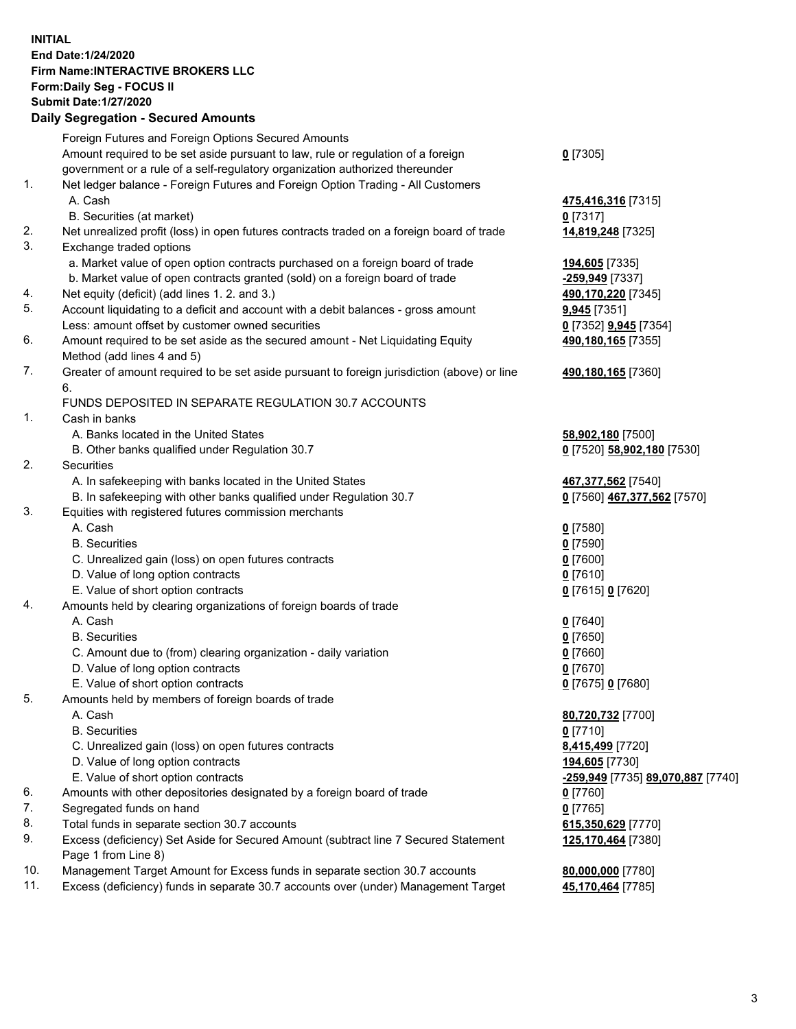**INITIAL**
**End Date:1/24/2020**
**Firm Name:INTERACTIVE BROKERS LLC**
**Form:Daily Seg - FOCUS II**
**Submit Date:1/27/2020**

## Daily Segregation - Secured Amounts

| | | |
|---|---|---|
| | Foreign Futures and Foreign Options Secured Amounts | |
| | Amount required to be set aside pursuant to law, rule or regulation of a foreign government or a rule of a self-regulatory organization authorized thereunder | **0** [7305] |
| 1. | Net ledger balance - Foreign Futures and Foreign Option Trading - All Customers | |
| | A. Cash | **475,416,316** [7315] |
| | B. Securities (at market) | **0** [7317] |
| 2. | Net unrealized profit (loss) in open futures contracts traded on a foreign board of trade | **14,819,248** [7325] |
| 3. | Exchange traded options | |
| | a. Market value of open option contracts purchased on a foreign board of trade | **194,605** [7335] |
| | b. Market value of open contracts granted (sold) on a foreign board of trade | **-259,949** [7337] |
| 4. | Net equity (deficit) (add lines 1. 2. and 3.) | **490,170,220** [7345] |
| 5. | Account liquidating to a deficit and account with a debit balances - gross amount | **9,945** [7351] |
| | Less: amount offset by customer owned securities | **0** [7352] **9,945** [7354] |
| 6. | Amount required to be set aside as the secured amount - Net Liquidating Equity Method (add lines 4 and 5) | **490,180,165** [7355] |
| 7. | Greater of amount required to be set aside pursuant to foreign jurisdiction (above) or line 6. | **490,180,165** [7360] |
| | FUNDS DEPOSITED IN SEPARATE REGULATION 30.7 ACCOUNTS | |
| 1. | Cash in banks | |
| | A. Banks located in the United States | **58,902,180** [7500] |
| | B. Other banks qualified under Regulation 30.7 | **0** [7520] **58,902,180** [7530] |
| 2. | Securities | |
| | A. In safekeeping with banks located in the United States | **467,377,562** [7540] |
| | B. In safekeeping with other banks qualified under Regulation 30.7 | **0** [7560] **467,377,562** [7570] |
| 3. | Equities with registered futures commission merchants | |
| | A. Cash | **0** [7580] |
| | B. Securities | **0** [7590] |
| | C. Unrealized gain (loss) on open futures contracts | **0** [7600] |
| | D. Value of long option contracts | **0** [7610] |
| | E. Value of short option contracts | **0** [7615] **0** [7620] |
| 4. | Amounts held by clearing organizations of foreign boards of trade | |
| | A. Cash | **0** [7640] |
| | B. Securities | **0** [7650] |
| | C. Amount due to (from) clearing organization - daily variation | **0** [7660] |
| | D. Value of long option contracts | **0** [7670] |
| | E. Value of short option contracts | **0** [7675] **0** [7680] |
| 5. | Amounts held by members of foreign boards of trade | |
| | A. Cash | **80,720,732** [7700] |
| | B. Securities | **0** [7710] |
| | C. Unrealized gain (loss) on open futures contracts | **8,415,499** [7720] |
| | D. Value of long option contracts | **194,605** [7730] |
| | E. Value of short option contracts | **-259,949** [7735] **89,070,887** [7740] |
| 6. | Amounts with other depositories designated by a foreign board of trade | **0** [7760] |
| 7. | Segregated funds on hand | **0** [7765] |
| 8. | Total funds in separate section 30.7 accounts | **615,350,629** [7770] |
| 9. | Excess (deficiency) Set Aside for Secured Amount (subtract line 7 Secured Statement Page 1 from Line 8) | **125,170,464** [7380] |
| 10. | Management Target Amount for Excess funds in separate section 30.7 accounts | **80,000,000** [7780] |
| 11. | Excess (deficiency) funds in separate 30.7 accounts over (under) Management Target | **45,170,464** [7785] |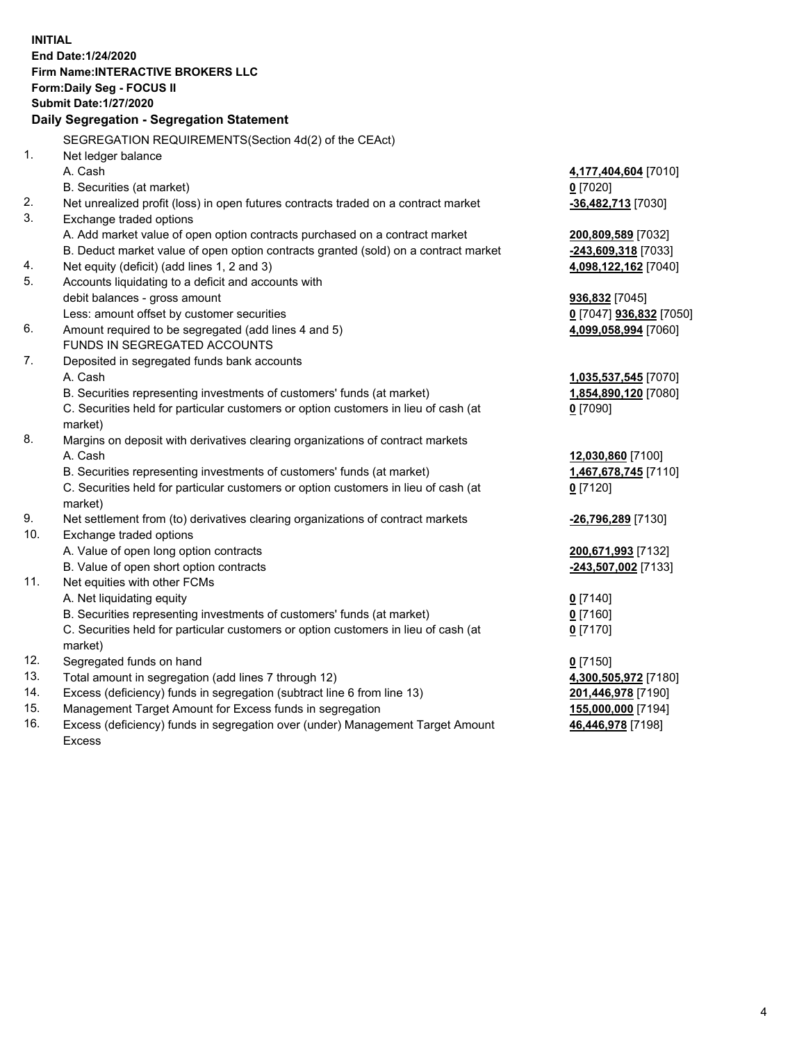**INITIAL**
**End Date:1/24/2020**
**Firm Name:INTERACTIVE BROKERS LLC**
**Form:Daily Seg - FOCUS II**
**Submit Date:1/27/2020**

## Daily Segregation - Segregation Statement

SEGREGATION REQUIREMENTS(Section 4d(2) of the CEAct)

| | | |
|---|---|---|
| 1. | Net ledger balance | |
| | A. Cash | **4,177,404,604** [7010] |
| | B. Securities (at market) | **0** [7020] |
| 2. | Net unrealized profit (loss) in open futures contracts traded on a contract market | **-36,482,713** [7030] |
| 3. | Exchange traded options | |
| | A. Add market value of open option contracts purchased on a contract market | **200,809,589** [7032] |
| | B. Deduct market value of open option contracts granted (sold) on a contract market | **-243,609,318** [7033] |
| 4. | Net equity (deficit) (add lines 1, 2 and 3) | **4,098,122,162** [7040] |
| 5. | Accounts liquidating to a deficit and accounts with debit balances - gross amount | **936,832** [7045] |
| | Less: amount offset by customer securities | **0** [7047] **936,832** [7050] |
| 6. | Amount required to be segregated (add lines 4 and 5) | **4,099,058,994** [7060] |
| | FUNDS IN SEGREGATED ACCOUNTS | |
| 7. | Deposited in segregated funds bank accounts | |
| | A. Cash | **1,035,537,545** [7070] |
| | B. Securities representing investments of customers' funds (at market) | **1,854,890,120** [7080] |
| | C. Securities held for particular customers or option customers in lieu of cash (at market) | **0** [7090] |
| 8. | Margins on deposit with derivatives clearing organizations of contract markets | |
| | A. Cash | **12,030,860** [7100] |
| | B. Securities representing investments of customers' funds (at market) | **1,467,678,745** [7110] |
| | C. Securities held for particular customers or option customers in lieu of cash (at market) | **0** [7120] |
| 9. | Net settlement from (to) derivatives clearing organizations of contract markets | **-26,796,289** [7130] |
| 10. | Exchange traded options | |
| | A. Value of open long option contracts | **200,671,993** [7132] |
| | B. Value of open short option contracts | **-243,507,002** [7133] |
| 11. | Net equities with other FCMs | |
| | A. Net liquidating equity | **0** [7140] |
| | B. Securities representing investments of customers' funds (at market) | **0** [7160] |
| | C. Securities held for particular customers or option customers in lieu of cash (at market) | **0** [7170] |
| 12. | Segregated funds on hand | **0** [7150] |
| 13. | Total amount in segregation (add lines 7 through 12) | **4,300,505,972** [7180] |
| 14. | Excess (deficiency) funds in segregation (subtract line 6 from line 13) | **201,446,978** [7190] |
| 15. | Management Target Amount for Excess funds in segregation | **155,000,000** [7194] |
| 16. | Excess (deficiency) funds in segregation over (under) Management Target Amount Excess | **46,446,978** [7198] |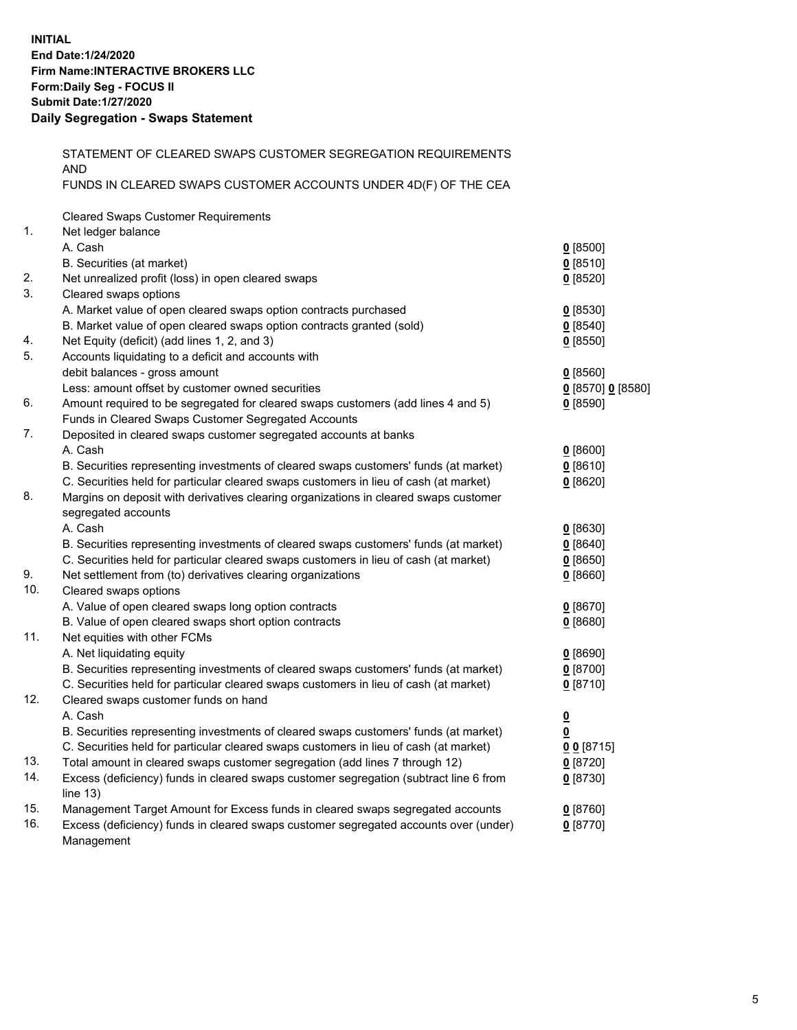**INITIAL**
**End Date:1/24/2020**
**Firm Name:INTERACTIVE BROKERS LLC**
**Form:Daily Seg - FOCUS II**
**Submit Date:1/27/2020**
**Daily Segregation - Swaps Statement**

STATEMENT OF CLEARED SWAPS CUSTOMER SEGREGATION REQUIREMENTS AND FUNDS IN CLEARED SWAPS CUSTOMER ACCOUNTS UNDER 4D(F) OF THE CEA

| | | |
|---|---|---|
| | Cleared Swaps Customer Requirements | |
| 1. | Net ledger balance | |
| | A. Cash | 0 [8500] |
| | B. Securities (at market) | 0 [8510] |
| 2. | Net unrealized profit (loss) in open cleared swaps | 0 [8520] |
| 3. | Cleared swaps options | |
| | A. Market value of open cleared swaps option contracts purchased | 0 [8530] |
| | B. Market value of open cleared swaps option contracts granted (sold) | 0 [8540] |
| 4. | Net Equity (deficit) (add lines 1, 2, and 3) | 0 [8550] |
| 5. | Accounts liquidating to a deficit and accounts with debit balances - gross amount | 0 [8560] |
| | Less: amount offset by customer owned securities | 0 [8570] 0 [8580] |
| 6. | Amount required to be segregated for cleared swaps customers (add lines 4 and 5) | 0 [8590] |
| | Funds in Cleared Swaps Customer Segregated Accounts | |
| 7. | Deposited in cleared swaps customer segregated accounts at banks | |
| | A. Cash | 0 [8600] |
| | B. Securities representing investments of cleared swaps customers' funds (at market) | 0 [8610] |
| | C. Securities held for particular cleared swaps customers in lieu of cash (at market) | 0 [8620] |
| 8. | Margins on deposit with derivatives clearing organizations in cleared swaps customer segregated accounts | |
| | A. Cash | 0 [8630] |
| | B. Securities representing investments of cleared swaps customers' funds (at market) | 0 [8640] |
| | C. Securities held for particular cleared swaps customers in lieu of cash (at market) | 0 [8650] |
| 9. | Net settlement from (to) derivatives clearing organizations | 0 [8660] |
| 10. | Cleared swaps options | |
| | A. Value of open cleared swaps long option contracts | 0 [8670] |
| | B. Value of open cleared swaps short option contracts | 0 [8680] |
| 11. | Net equities with other FCMs | |
| | A. Net liquidating equity | 0 [8690] |
| | B. Securities representing investments of cleared swaps customers' funds (at market) | 0 [8700] |
| | C. Securities held for particular cleared swaps customers in lieu of cash (at market) | 0 [8710] |
| 12. | Cleared swaps customer funds on hand | |
| | A. Cash | 0 |
| | B. Securities representing investments of cleared swaps customers' funds (at market) | 0 |
| | C. Securities held for particular cleared swaps customers in lieu of cash (at market) | 0 0 [8715] |
| 13. | Total amount in cleared swaps customer segregation (add lines 7 through 12) | 0 [8720] |
| 14. | Excess (deficiency) funds in cleared swaps customer segregation (subtract line 6 from line 13) | 0 [8730] |
| 15. | Management Target Amount for Excess funds in cleared swaps segregated accounts | 0 [8760] |
| 16. | Excess (deficiency) funds in cleared swaps customer segregated accounts over (under) Management | 0 [8770] |